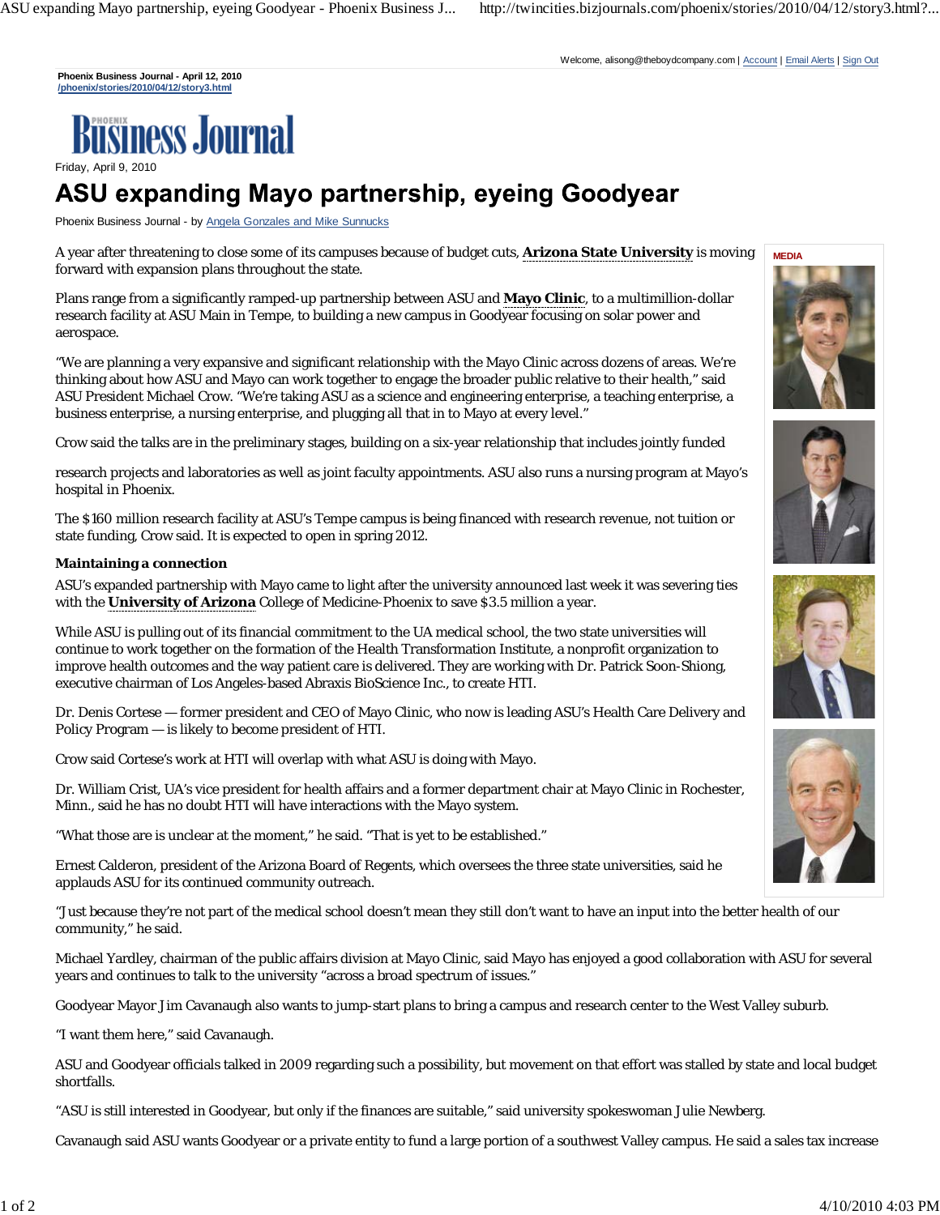Phoenix Business Journal - April 12, 2010
/phoenix/stories/2010/04/12/story3.html

Friday, April 9, 2010

# ASU expanding Mayo partnership, eyeing Goodyear

Phoenix Business Journal - by Angela Gonzales and Mike Sunnucks

A year after threatening to close some of its campuses because of budget cuts, **Arizona State University** is moving forward with expansion plans throughout the state.

Plans range from a significantly ramped-up partnership between ASU and **Mayo Clinic**, to a multimillion-dollar research facility at ASU Main in Tempe, to building a new campus in Goodyear focusing on solar power and aerospace.

"We are planning a very expansive and significant relationship with the Mayo Clinic across dozens of areas. We're thinking about how ASU and Mayo can work together to engage the broader public relative to their health," said ASU President Michael Crow. "We're taking ASU as a science and engineering enterprise, a teaching enterprise, a business enterprise, a nursing enterprise, and plugging all that in to Mayo at every level."

Crow said the talks are in the preliminary stages, building on a six-year relationship that includes jointly funded research projects and laboratories as well as joint faculty appointments. ASU also runs a nursing program at Mayo's hospital in Phoenix.

The $160 million research facility at ASU's Tempe campus is being financed with research revenue, not tuition or state funding, Crow said. It is expected to open in spring 2012.

**Maintaining a connection**

ASU's expanded partnership with Mayo came to light after the university announced last week it was severing ties with the **University of Arizona** College of Medicine-Phoenix to save $3.5 million a year.

While ASU is pulling out of its financial commitment to the UA medical school, the two state universities will continue to work together on the formation of the Health Transformation Institute, a nonprofit organization to improve health outcomes and the way patient care is delivered. They are working with Dr. Patrick Soon-Shiong, executive chairman of Los Angeles-based Abraxis BioScience Inc., to create HTI.

Dr. Denis Cortese — former president and CEO of Mayo Clinic, who now is leading ASU's Health Care Delivery and Policy Program — is likely to become president of HTI.

Crow said Cortese's work at HTI will overlap with what ASU is doing with Mayo.

Dr. William Crist, UA's vice president for health affairs and a former department chair at Mayo Clinic in Rochester, Minn., said he has no doubt HTI will have interactions with the Mayo system.

"What those are is unclear at the moment," he said. "That is yet to be established."

Ernest Calderon, president of the Arizona Board of Regents, which oversees the three state universities, said he applauds ASU for its continued community outreach.

"Just because they're not part of the medical school doesn't mean they still don't want to have an input into the better health of our community," he said.

Michael Yardley, chairman of the public affairs division at Mayo Clinic, said Mayo has enjoyed a good collaboration with ASU for several years and continues to talk to the university "across a broad spectrum of issues."

Goodyear Mayor Jim Cavanaugh also wants to jump-start plans to bring a campus and research center to the West Valley suburb.

"I want them here," said Cavanaugh.

ASU and Goodyear officials talked in 2009 regarding such a possibility, but movement on that effort was stalled by state and local budget shortfalls.

"ASU is still interested in Goodyear, but only if the finances are suitable," said university spokeswoman Julie Newberg.

Cavanaugh said ASU wants Goodyear or a private entity to fund a large portion of a southwest Valley campus. He said a sales tax increase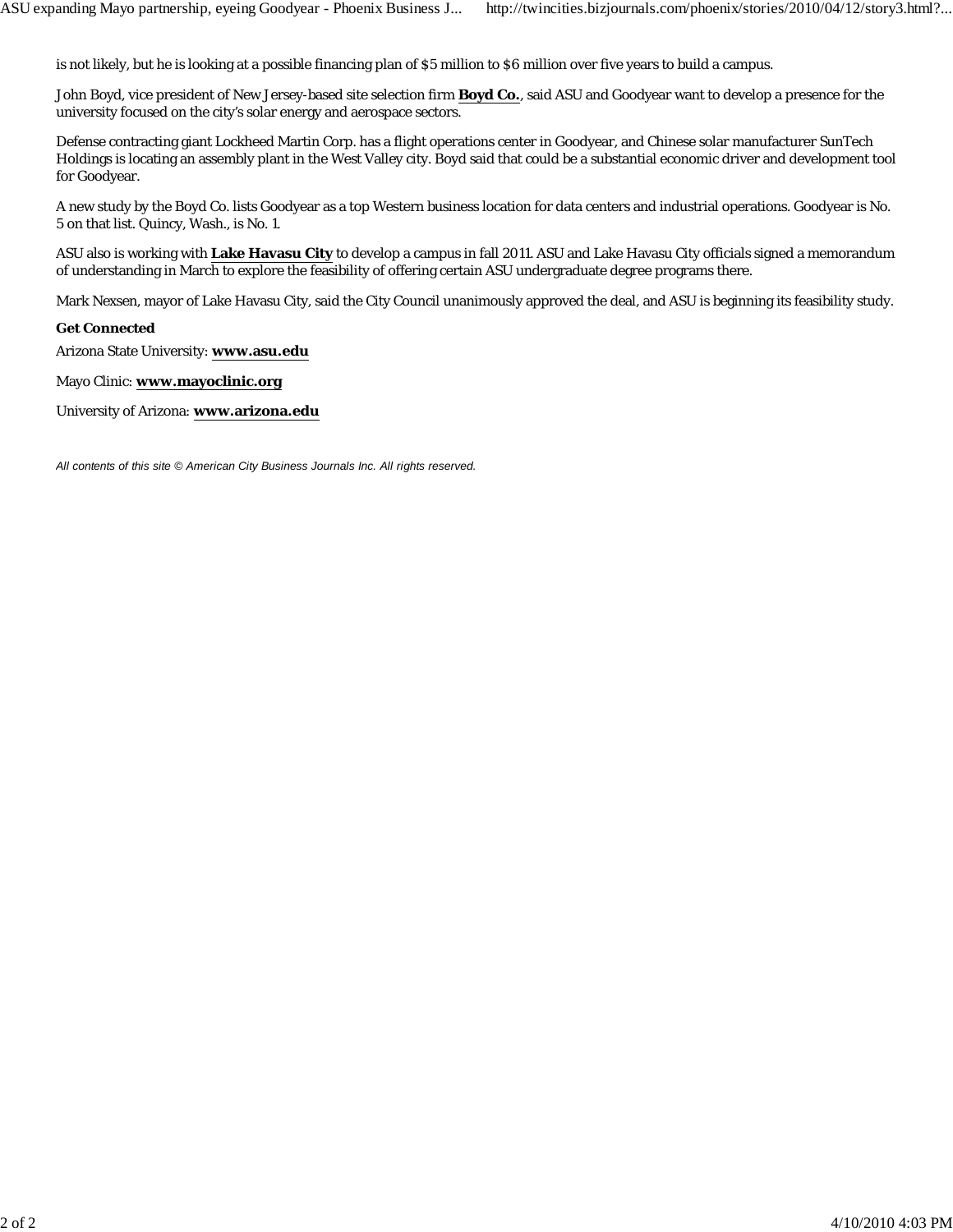is not likely, but he is looking at a possible financing plan of $5 million to $6 million over five years to build a campus.

John Boyd, vice president of New Jersey-based site selection firm **Boyd Co.**, said ASU and Goodyear want to develop a presence for the university focused on the city's solar energy and aerospace sectors.

Defense contracting giant Lockheed Martin Corp. has a flight operations center in Goodyear, and Chinese solar manufacturer SunTech Holdings is locating an assembly plant in the West Valley city. Boyd said that could be a substantial economic driver and development tool for Goodyear.

A new study by the Boyd Co. lists Goodyear as a top Western business location for data centers and industrial operations. Goodyear is No. 5 on that list. Quincy, Wash., is No. 1.

ASU also is working with **Lake Havasu City** to develop a campus in fall 2011. ASU and Lake Havasu City officials signed a memorandum of understanding in March to explore the feasibility of offering certain ASU undergraduate degree programs there.

Mark Nexsen, mayor of Lake Havasu City, said the City Council unanimously approved the deal, and ASU is beginning its feasibility study.

**Get Connected**

Arizona State University: **www.asu.edu**

Mayo Clinic: **www.mayoclinic.org**

University of Arizona: **www.arizona.edu**

*All contents of this site © American City Business Journals Inc. All rights reserved.*